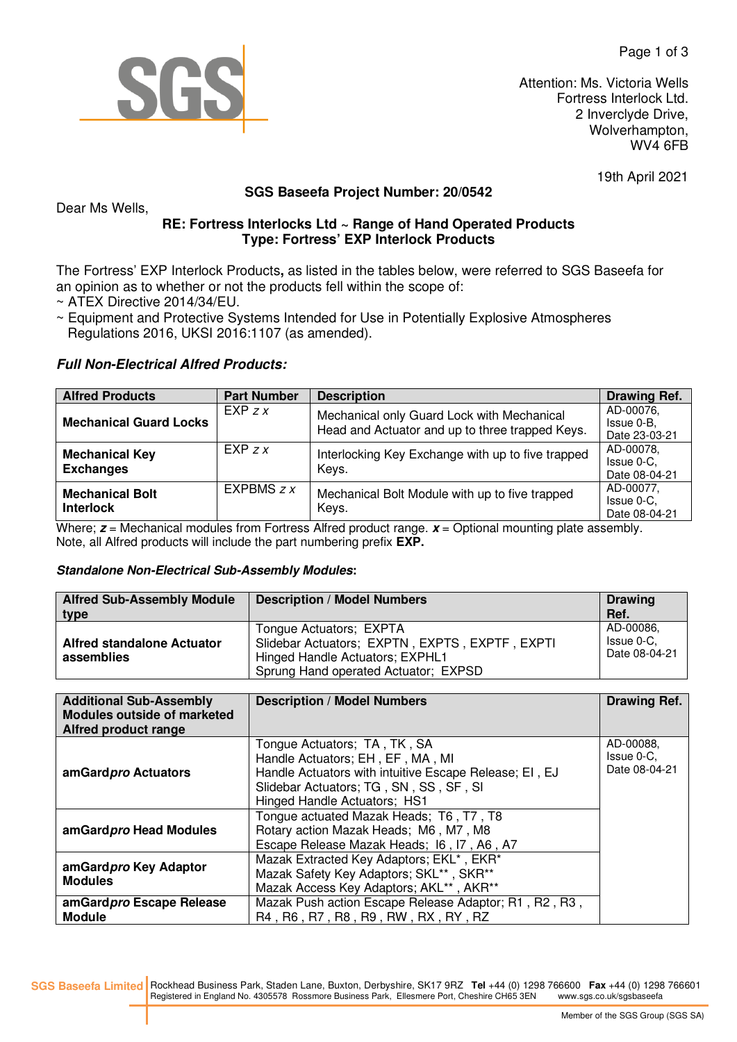Attention: Ms. Victoria Wells
Fortress Interlock Ltd.
2 Inverclyde Drive,
Wolverhampton,
WV4 6FB

19th April 2021

**SGS Baseefa Project Number: 20/0542**

Dear Ms Wells,

**RE: Fortress Interlocks Ltd ~ Range of Hand Operated Products**
**Type: Fortress' EXP Interlock Products**

The Fortress' EXP Interlock Products**,** as listed in the tables below, were referred to SGS Baseefa for an opinion as to whether or not the products fell within the scope of:

~ ATEX Directive 2014/34/EU.

~ Equipment and Protective Systems Intended for Use in Potentially Explosive Atmospheres Regulations 2016, UKSI 2016:1107 (as amended).

### *Full Non-Electrical Alfred Products:*

| Alfred Products | Part Number | Description | Drawing Ref. |
|---|---|---|---|
| **Mechanical Guard Locks** | EXP *z x* | Mechanical only Guard Lock with Mechanical Head and Actuator and up to three trapped Keys. | AD-00076, Issue 0-B, Date 23-03-21 |
| **Mechanical Key Exchanges** | EXP *z x* | Interlocking Key Exchange with up to five trapped Keys. | AD-00078, Issue 0-C, Date 08-04-21 |
| **Mechanical Bolt Interlock** | EXPBMS *z x* | Mechanical Bolt Module with up to five trapped Keys. | AD-00077, Issue 0-C, Date 08-04-21 |

Where; ***z*** = Mechanical modules from Fortress Alfred product range. ***x*** = Optional mounting plate assembly.
Note, all Alfred products will include the part numbering prefix **EXP.**

***Standalone Non-Electrical Sub-Assembly Modules*:**

| Alfred Sub-Assembly Module type | Description / Model Numbers | Drawing Ref. |
|---|---|---|
| **Alfred standalone Actuator assemblies** | Tongue Actuators; EXPTA<br>Slidebar Actuators; EXPTN , EXPTS , EXPTF , EXPTI<br>Hinged Handle Actuators; EXPHL1<br>Sprung Hand operated Actuator; EXPSD | AD-00086, Issue 0-C, Date 08-04-21 |

| Additional Sub-Assembly Modules outside of marketed Alfred product range | Description / Model Numbers | Drawing Ref. |
|---|---|---|
| **amGard*pro* Actuators** | Tongue Actuators; TA , TK , SA<br>Handle Actuators; EH , EF , MA , MI<br>Handle Actuators with intuitive Escape Release; EI , EJ<br>Slidebar Actuators; TG , SN , SS , SF , SI<br>Hinged Handle Actuators; HS1 | AD-00088, Issue 0-C, Date 08-04-21 |
| **amGard*pro* Head Modules** | Tongue actuated Mazak Heads; T6 , T7 , T8<br>Rotary action Mazak Heads; M6 , M7 , M8<br>Escape Release Mazak Heads; I6 , I7 , A6 , A7 | |
| **amGard*pro* Key Adaptor Modules** | Mazak Extracted Key Adaptors; EKL* , EKR*<br>Mazak Safety Key Adaptors; SKL** , SKR**<br>Mazak Access Key Adaptors; AKL** , AKR** | |
| **amGard*pro* Escape Release Module** | Mazak Push action Escape Release Adaptor; R1 , R2 , R3 , R4 , R6 , R7 , R8 , R9 , RW , RX , RY , RZ | |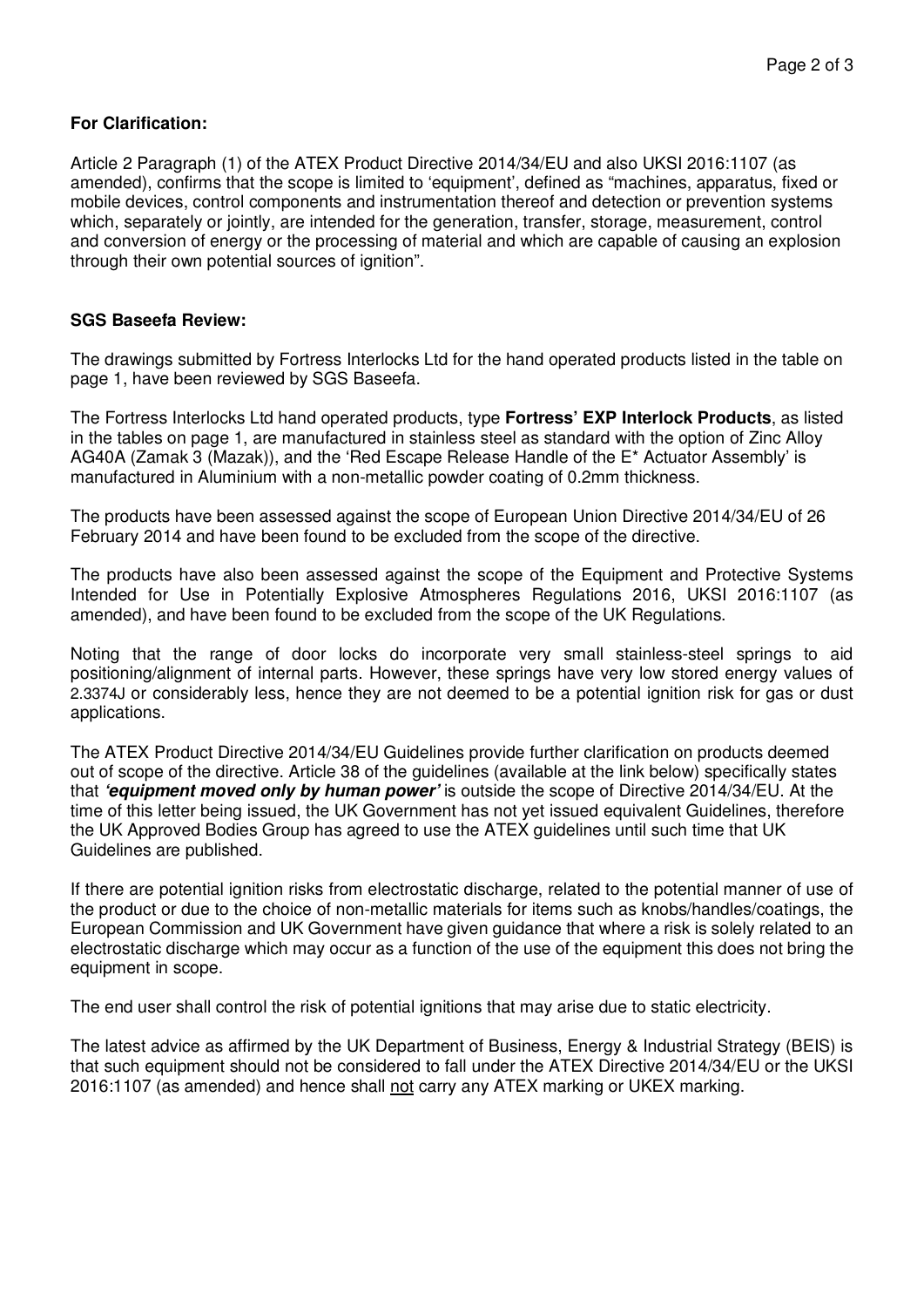**For Clarification:**

Article 2 Paragraph (1) of the ATEX Product Directive 2014/34/EU and also UKSI 2016:1107 (as amended), confirms that the scope is limited to 'equipment', defined as "machines, apparatus, fixed or mobile devices, control components and instrumentation thereof and detection or prevention systems which, separately or jointly, are intended for the generation, transfer, storage, measurement, control and conversion of energy or the processing of material and which are capable of causing an explosion through their own potential sources of ignition".

**SGS Baseefa Review:**

The drawings submitted by Fortress Interlocks Ltd for the hand operated products listed in the table on page 1, have been reviewed by SGS Baseefa.

The Fortress Interlocks Ltd hand operated products, type **Fortress' EXP Interlock Products**, as listed in the tables on page 1, are manufactured in stainless steel as standard with the option of Zinc Alloy AG40A (Zamak 3 (Mazak)), and the 'Red Escape Release Handle of the E* Actuator Assembly' is manufactured in Aluminium with a non-metallic powder coating of 0.2mm thickness.

The products have been assessed against the scope of European Union Directive 2014/34/EU of 26 February 2014 and have been found to be excluded from the scope of the directive.

The products have also been assessed against the scope of the Equipment and Protective Systems Intended for Use in Potentially Explosive Atmospheres Regulations 2016, UKSI 2016:1107 (as amended), and have been found to be excluded from the scope of the UK Regulations.

Noting that the range of door locks do incorporate very small stainless-steel springs to aid positioning/alignment of internal parts. However, these springs have very low stored energy values of 2.3374J or considerably less, hence they are not deemed to be a potential ignition risk for gas or dust applications.

The ATEX Product Directive 2014/34/EU Guidelines provide further clarification on products deemed out of scope of the directive. Article 38 of the guidelines (available at the link below) specifically states that ***'equipment moved only by human power'*** is outside the scope of Directive 2014/34/EU. At the time of this letter being issued, the UK Government has not yet issued equivalent Guidelines, therefore the UK Approved Bodies Group has agreed to use the ATEX guidelines until such time that UK Guidelines are published.

If there are potential ignition risks from electrostatic discharge, related to the potential manner of use of the product or due to the choice of non-metallic materials for items such as knobs/handles/coatings, the European Commission and UK Government have given guidance that where a risk is solely related to an electrostatic discharge which may occur as a function of the use of the equipment this does not bring the equipment in scope.

The end user shall control the risk of potential ignitions that may arise due to static electricity.

The latest advice as affirmed by the UK Department of Business, Energy & Industrial Strategy (BEIS) is that such equipment should not be considered to fall under the ATEX Directive 2014/34/EU or the UKSI 2016:1107 (as amended) and hence shall <u>not</u> carry any ATEX marking or UKEX marking.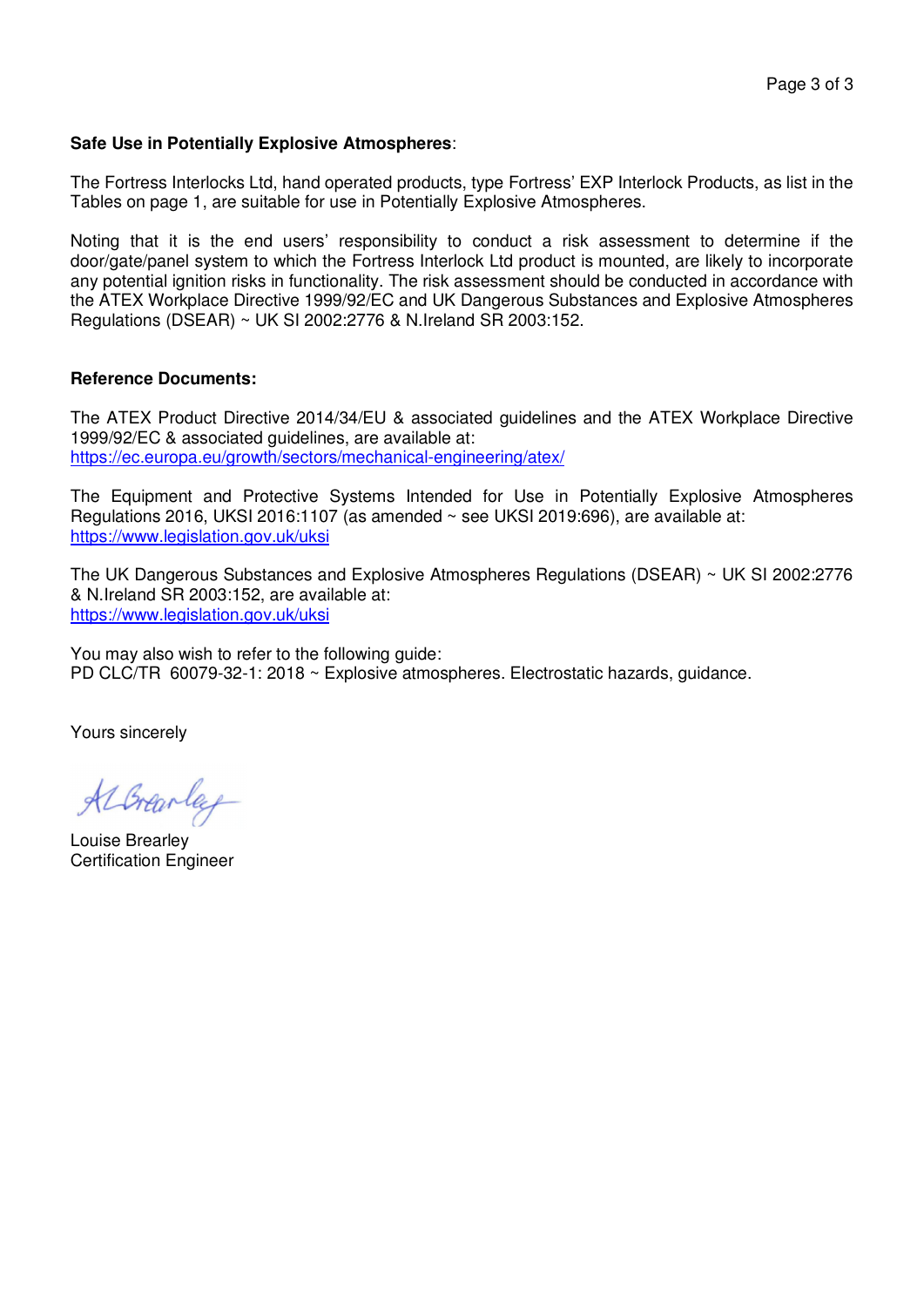**Safe Use in Potentially Explosive Atmospheres**:

The Fortress Interlocks Ltd, hand operated products, type Fortress' EXP Interlock Products, as list in the Tables on page 1, are suitable for use in Potentially Explosive Atmospheres.

Noting that it is the end users' responsibility to conduct a risk assessment to determine if the door/gate/panel system to which the Fortress Interlock Ltd product is mounted, are likely to incorporate any potential ignition risks in functionality. The risk assessment should be conducted in accordance with the ATEX Workplace Directive 1999/92/EC and UK Dangerous Substances and Explosive Atmospheres Regulations (DSEAR) ~ UK SI 2002:2776 & N.Ireland SR 2003:152.

**Reference Documents:**

The ATEX Product Directive 2014/34/EU & associated guidelines and the ATEX Workplace Directive 1999/92/EC & associated guidelines, are available at:
https://ec.europa.eu/growth/sectors/mechanical-engineering/atex/

The Equipment and Protective Systems Intended for Use in Potentially Explosive Atmospheres Regulations 2016, UKSI 2016:1107 (as amended ~ see UKSI 2019:696), are available at:
https://www.legislation.gov.uk/uksi

The UK Dangerous Substances and Explosive Atmospheres Regulations (DSEAR) ~ UK SI 2002:2776 & N.Ireland SR 2003:152, are available at:
https://www.legislation.gov.uk/uksi

You may also wish to refer to the following guide:
PD CLC/TR 60079-32-1: 2018 ~ Explosive atmospheres. Electrostatic hazards, guidance.

Yours sincerely

Louise Brearley
Certification Engineer